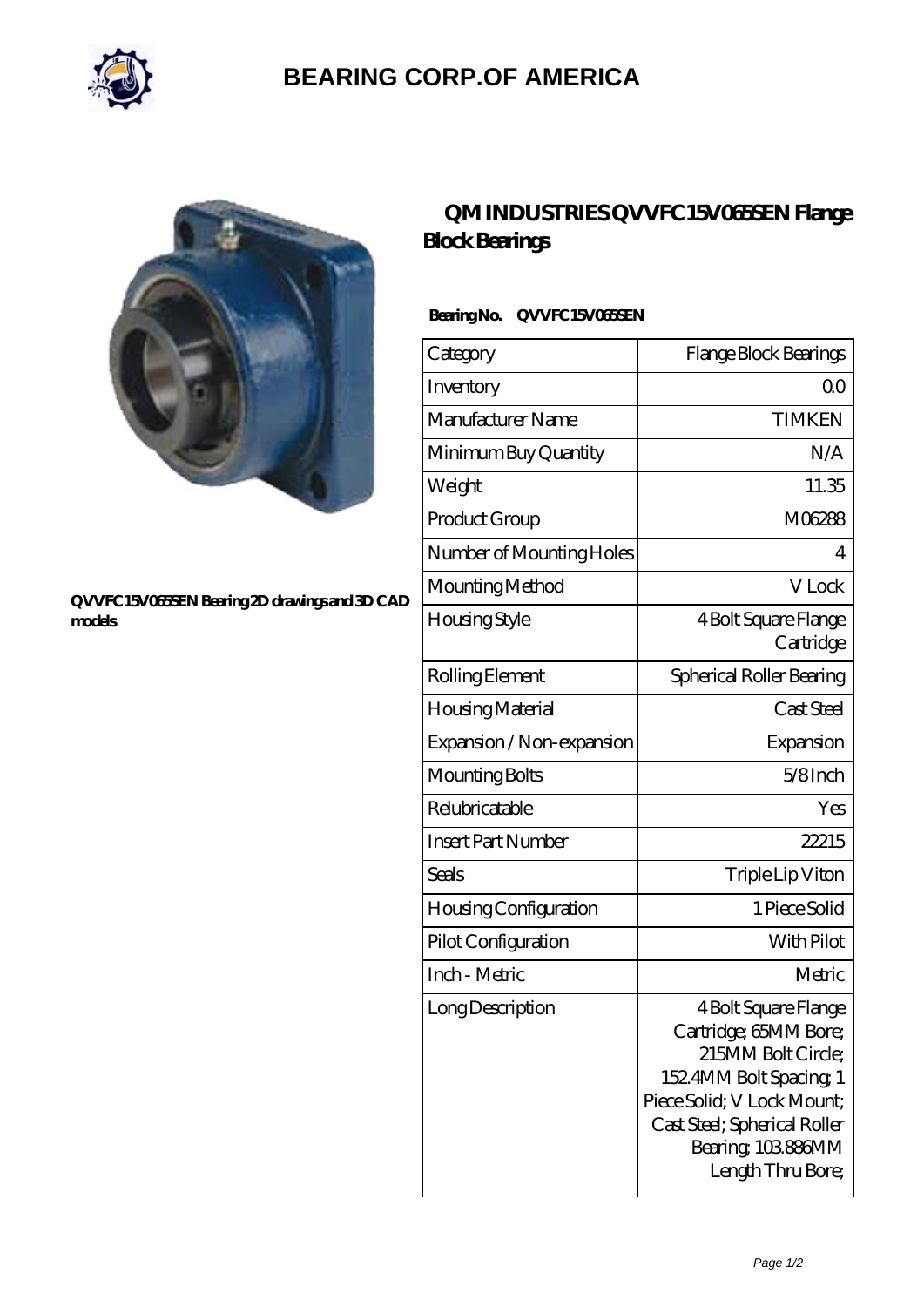# BEARING CORP.OF AMERICA

QVVFC15V065SEN Bearing 2D drawings and 3D CAD models

## QM INDUSTRIES QVVFC15V065SEN Flange Block Bearings

**Bearing No. QVVFC15V065SEN**

| | |
|---|---|
| Category | Flange Block Bearings |
| Inventory | 0.0 |
| Manufacturer Name | TIMKEN |
| Minimum Buy Quantity | N/A |
| Weight | 11.35 |
| Product Group | M06288 |
| Number of Mounting Holes | 4 |
| Mounting Method | V Lock |
| Housing Style | 4 Bolt Square Flange Cartridge |
| Rolling Element | Spherical Roller Bearing |
| Housing Material | Cast Steel |
| Expansion / Non-expansion | Expansion |
| Mounting Bolts | 5/8 Inch |
| Relubricatable | Yes |
| Insert Part Number | 22215 |
| Seals | Triple Lip Viton |
| Housing Configuration | 1 Piece Solid |
| Pilot Configuration | With Pilot |
| Inch - Metric | Metric |
| Long Description | 4 Bolt Square Flange Cartridge; 65MM Bore; 215MM Bolt Circle; 152.4MM Bolt Spacing; 1 Piece Solid; V Lock Mount; Cast Steel; Spherical Roller Bearing; 103.886MM Length Thru Bore; |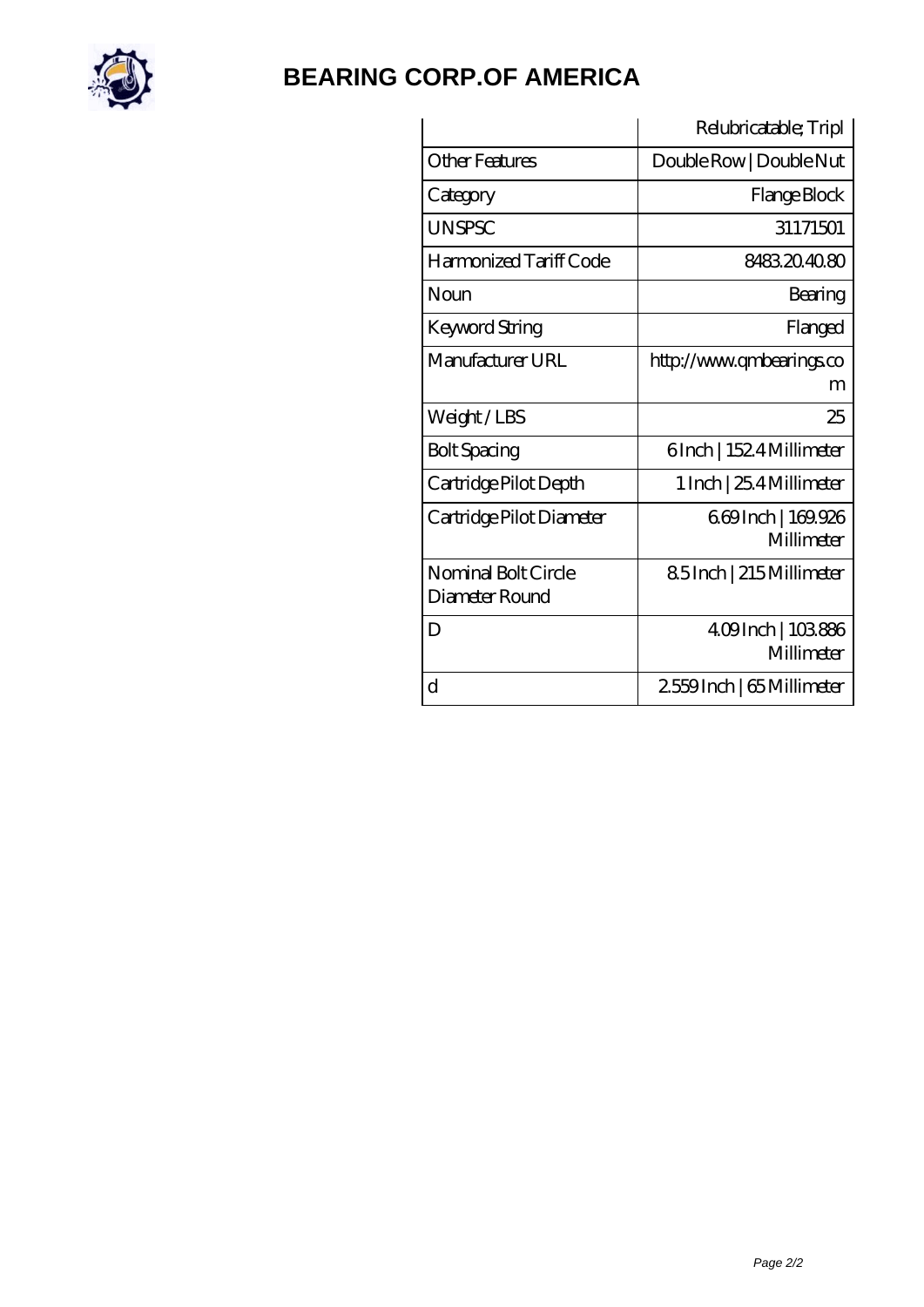# BEARING CORP.OF AMERICA

| | |
|---|---|
| | Relubricatable; Tripl |
| Other Features | Double Row \| Double Nut |
| Category | Flange Block |
| UNSPSC | 31171501 |
| Harmonized Tariff Code | 8483.20.40.80 |
| Noun | Bearing |
| Keyword String | Flanged |
| Manufacturer URL | http://www.qmbearings.com |
| Weight / LBS | 25 |
| Bolt Spacing | 6 Inch \| 152.4 Millimeter |
| Cartridge Pilot Depth | 1 Inch \| 25.4 Millimeter |
| Cartridge Pilot Diameter | 6.69 Inch \| 169.926 Millimeter |
| Nominal Bolt Circle Diameter Round | 8.5 Inch \| 215 Millimeter |
| D | 4.09 Inch \| 103.886 Millimeter |
| d | 2.559 Inch \| 65 Millimeter |